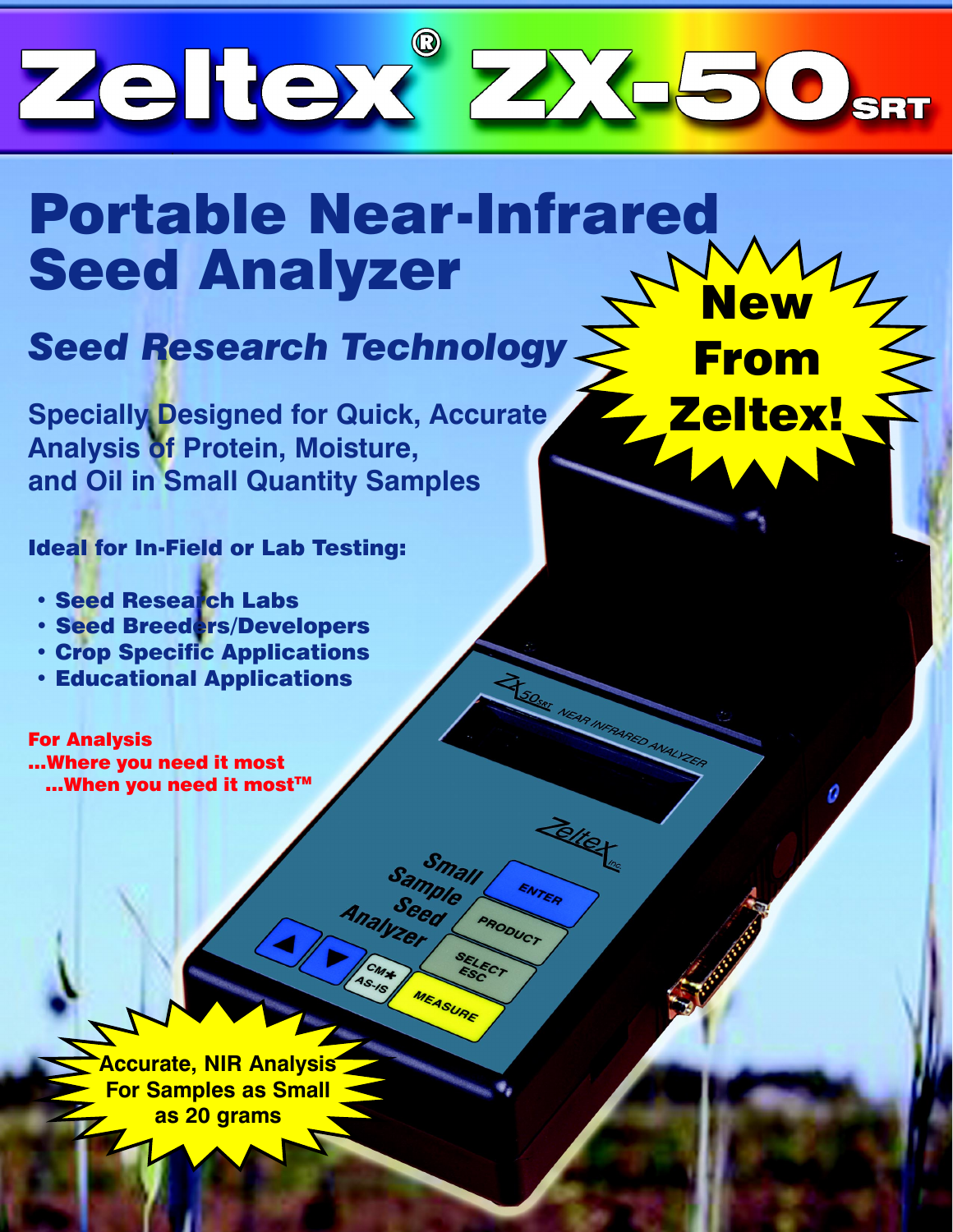# Zeltex® ZX-50SRT

# Portable Near-Infrared Seed Analyzer

## *Seed Research Technology*

**New From Zeltex!**

**Specially Designed for Quick, Accurate Analysis of Protein, Moisture, and Oil in Small Quantity Samples**

**Ideal for In-Field or Lab Testing:**

- **Seed Research Labs**
- **Seed Breeders/Developers**
- **Crop Specific Applications**
- **Educational Applications**

**For Analysis**
**...Where you need it most**
**...When you need it most™**

**Accurate, NIR Analysis For Samples as Small as 20 grams**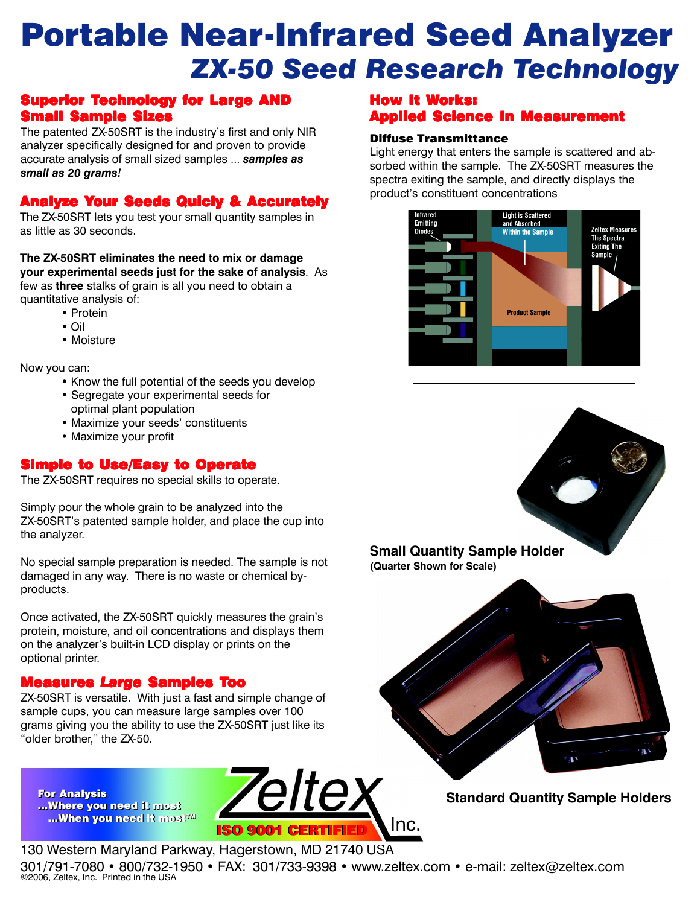# Portable Near-Infrared Seed Analyzer

## *ZX-50 Seed Research Technology*

### Superior Technology for Large AND Small Sample Sizes

The patented ZX-50SRT is the industry's first and only NIR analyzer specifically designed for and proven to provide accurate analysis of small sized samples ... ***samples as small as 20 grams!***

### Analyze Your Seeds Quicly & Accurately

The ZX-50SRT lets you test your small quantity samples in as little as 30 seconds.

**The ZX-50SRT eliminates the need to mix or damage your experimental seeds just for the sake of analysis**. As few as **three** stalks of grain is all you need to obtain a quantitative analysis of:

- Protein
- Oil
- Moisture

Now you can:

- Know the full potential of the seeds you develop
- Segregate your experimental seeds for optimal plant population
- Maximize your seeds' constituents
- Maximize your profit

### Simple to Use/Easy to Operate

The ZX-50SRT requires no special skills to operate.

Simply pour the whole grain to be analyzed into the ZX-50SRT's patented sample holder, and place the cup into the analyzer.

No special sample preparation is needed. The sample is not damaged in any way. There is no waste or chemical by-products.

Once activated, the ZX-50SRT quickly measures the grain's protein, moisture, and oil concentrations and displays them on the analyzer's built-in LCD display or prints on the optional printer.

### Measures *Large* Samples Too

ZX-50SRT is versatile. With just a fast and simple change of sample cups, you can measure large samples over 100 grams giving you the ability to use the ZX-50SRT just like its "older brother," the ZX-50.

### How It Works: Applied Science In Measurement

#### Diffuse Transmittance

Light energy that enters the sample is scattered and absorbed within the sample. The ZX-50SRT measures the spectra exiting the sample, and directly displays the product's constituent concentrations

Infrared Emitting Diodes

Light is Scattered and Absorbed Within the Sample

Product Sample

Zeltex Measures The Spectra Exiting The Sample

**Small Quantity Sample Holder**
**(Quarter Shown for Scale)**

**Standard Quantity Sample Holders**

**For Analysis ...Where you need it most ...When you need it most™**

Zeltex Inc.
ISO 9001 CERTIFIED

130 Western Maryland Parkway, Hagerstown, MD 21740 USA
301/791-7080 • 800/732-1950 • FAX: 301/733-9398 • www.zeltex.com • e-mail: zeltex@zeltex.com
©2006, Zeltex, Inc. Printed in the USA